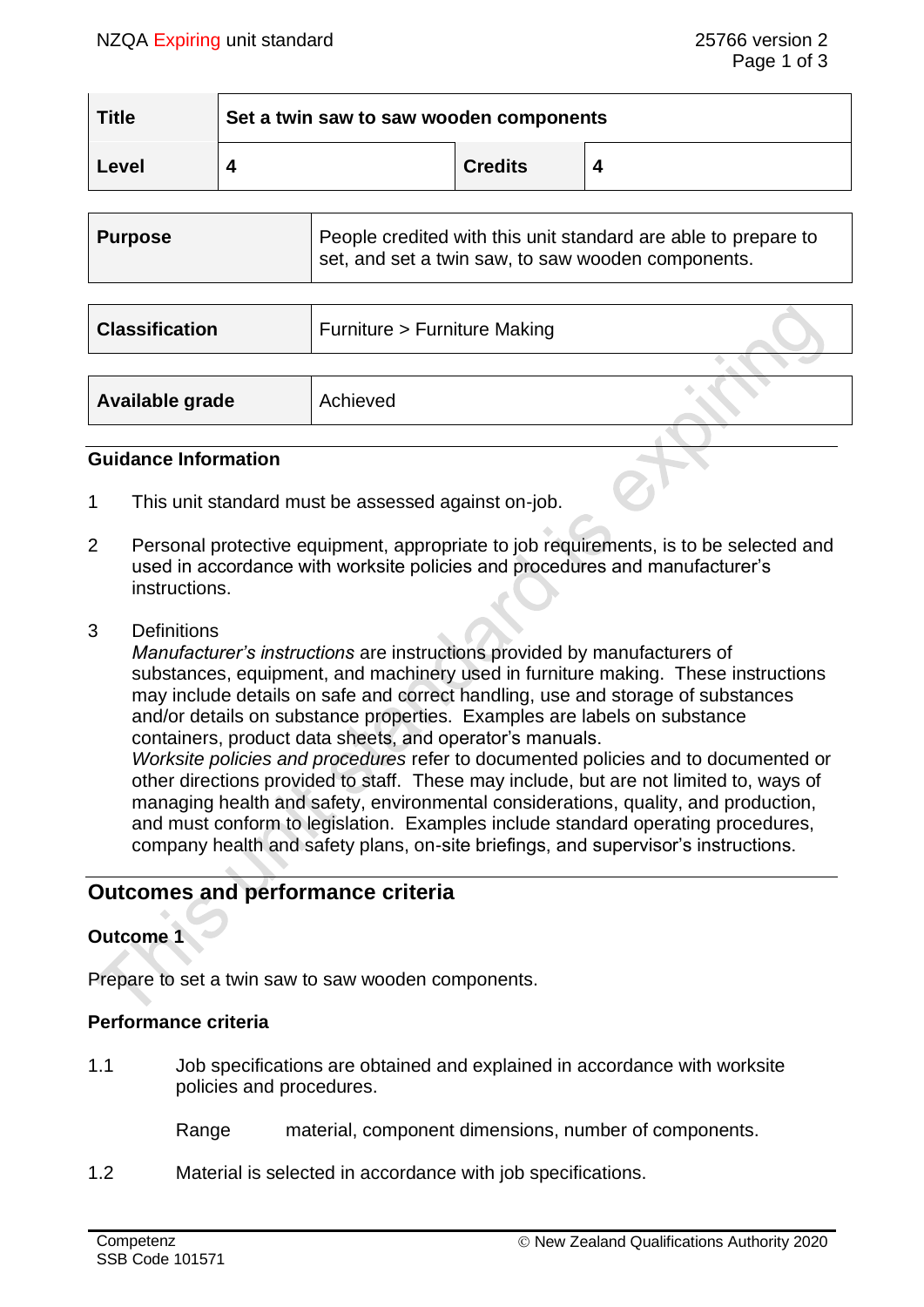| Title | Set a twin saw to saw wooden components | | |
|---|---|---|---|
| Level | 4 | Credits | 4 |

| Purpose | People credited with this unit standard are able to prepare to set, and set a twin saw, to saw wooden components. |
|---|---|

| Classification | Furniture > Furniture Making |
|---|---|

| Available grade | Achieved |
|---|---|

### Guidance Information

1. This unit standard must be assessed against on-job.

2. Personal protective equipment, appropriate to job requirements, is to be selected and used in accordance with worksite policies and procedures and manufacturer's instructions.

3. Definitions
   *Manufacturer's instructions* are instructions provided by manufacturers of substances, equipment, and machinery used in furniture making. These instructions may include details on safe and correct handling, use and storage of substances and/or details on substance properties. Examples are labels on substance containers, product data sheets, and operator's manuals.
   *Worksite policies and procedures* refer to documented policies and to documented or other directions provided to staff. These may include, but are not limited to, ways of managing health and safety, environmental considerations, quality, and production, and must conform to legislation. Examples include standard operating procedures, company health and safety plans, on-site briefings, and supervisor's instructions.

## Outcomes and performance criteria

### Outcome 1

Prepare to set a twin saw to saw wooden components.

### Performance criteria

1.1 Job specifications are obtained and explained in accordance with worksite policies and procedures.

Range material, component dimensions, number of components.

1.2 Material is selected in accordance with job specifications.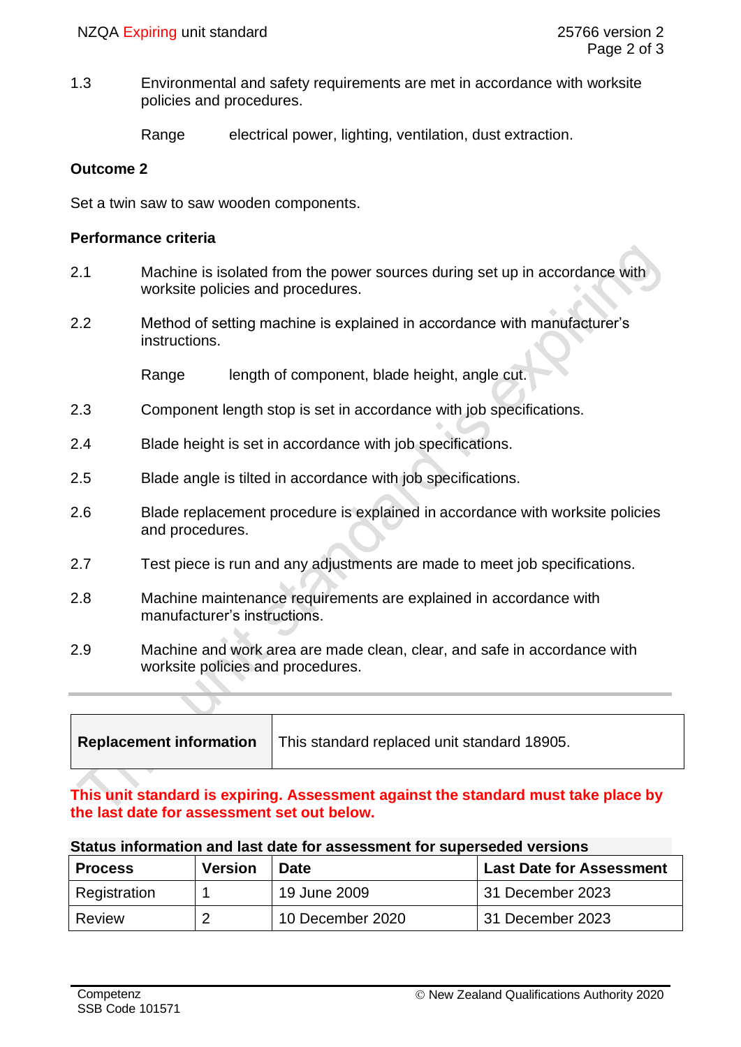1.3 Environmental and safety requirements are met in accordance with worksite policies and procedures.

Range electrical power, lighting, ventilation, dust extraction.

**Outcome 2**

Set a twin saw to saw wooden components.

**Performance criteria**

2.1 Machine is isolated from the power sources during set up in accordance with worksite policies and procedures.

2.2 Method of setting machine is explained in accordance with manufacturer's instructions.

Range length of component, blade height, angle cut.

2.3 Component length stop is set in accordance with job specifications.

2.4 Blade height is set in accordance with job specifications.

2.5 Blade angle is tilted in accordance with job specifications.

2.6 Blade replacement procedure is explained in accordance with worksite policies and procedures.

2.7 Test piece is run and any adjustments are made to meet job specifications.

2.8 Machine maintenance requirements are explained in accordance with manufacturer's instructions.

2.9 Machine and work area are made clean, clear, and safe in accordance with worksite policies and procedures.

| **Replacement information** | This standard replaced unit standard 18905. |
|---|---|

**This unit standard is expiring. Assessment against the standard must take place by the last date for assessment set out below.**

**Status information and last date for assessment for superseded versions**

| Process | Version | Date | Last Date for Assessment |
|---|---|---|---|
| Registration | 1 | 19 June 2009 | 31 December 2023 |
| Review | 2 | 10 December 2020 | 31 December 2023 |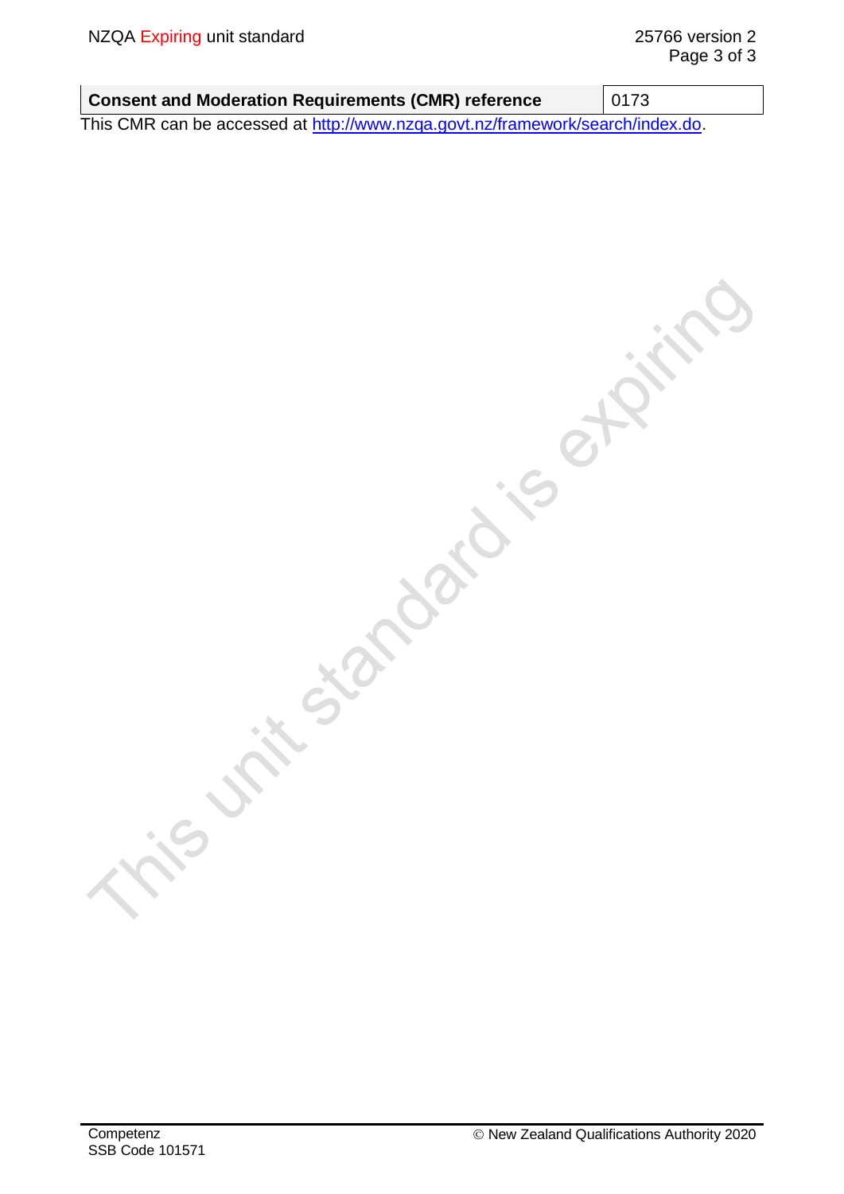| Consent and Moderation Requirements (CMR) reference | 0173 |
| --- | --- |

This CMR can be accessed at http://www.nzqa.govt.nz/framework/search/index.do.